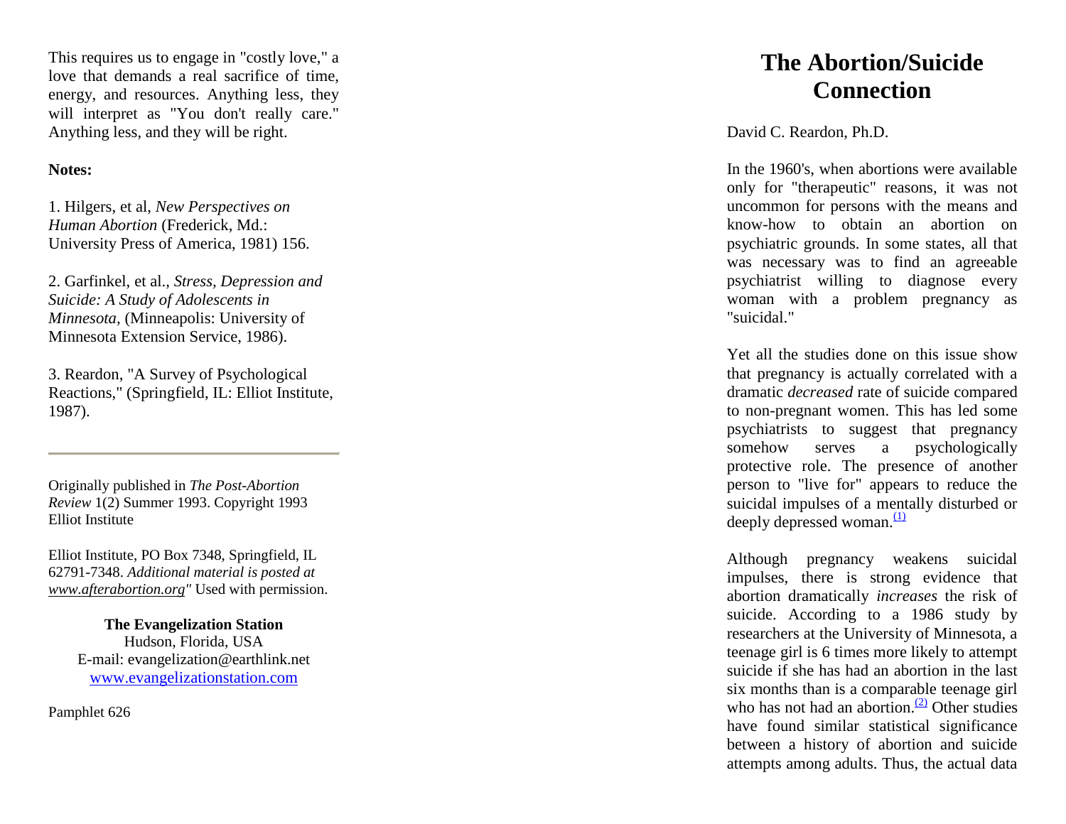This requires us to engage in "costly love," a love that demands a real sacrifice of time, energy, and resources. Anything less, they will interpret as "You don't really care." Anything less, and they will be right.

**Notes:**

1. Hilgers, et al, *New Perspectives on Human Abortion* (Frederick, Md.: University Press of America, 1981) 156.

2. Garfinkel, et al., *Stress, Depression and Suicide: A Study of Adolescents in Minnesota,* (Minneapolis: University of Minnesota Extension Service, 1986).

3. Reardon, "A Survey of Psychological Reactions," (Springfield, IL: Elliot Institute, 1987).

---

Originally published in *The Post-Abortion Review* 1(2) Summer 1993. Copyright 1993 Elliot Institute

Elliot Institute, PO Box 7348, Springfield, IL 62791-7348. *Additional material is posted at www.afterabortion.org"* Used with permission.

**The Evangelization Station**
Hudson, Florida, USA
E-mail: evangelization@earthlink.net
www.evangelizationstation.com

Pamphlet 626

# The Abortion/Suicide Connection

David C. Reardon, Ph.D.

In the 1960's, when abortions were available only for "therapeutic" reasons, it was not uncommon for persons with the means and know-how to obtain an abortion on psychiatric grounds. In some states, all that was necessary was to find an agreeable psychiatrist willing to diagnose every woman with a problem pregnancy as "suicidal."

Yet all the studies done on this issue show that pregnancy is actually correlated with a dramatic *decreased* rate of suicide compared to non-pregnant women. This has led some psychiatrists to suggest that pregnancy somehow serves a psychologically protective role. The presence of another person to "live for" appears to reduce the suicidal impulses of a mentally disturbed or deeply depressed woman.[(1)]

Although pregnancy weakens suicidal impulses, there is strong evidence that abortion dramatically *increases* the risk of suicide. According to a 1986 study by researchers at the University of Minnesota, a teenage girl is 6 times more likely to attempt suicide if she has had an abortion in the last six months than is a comparable teenage girl who has not had an abortion.[(2)] Other studies have found similar statistical significance between a history of abortion and suicide attempts among adults. Thus, the actual data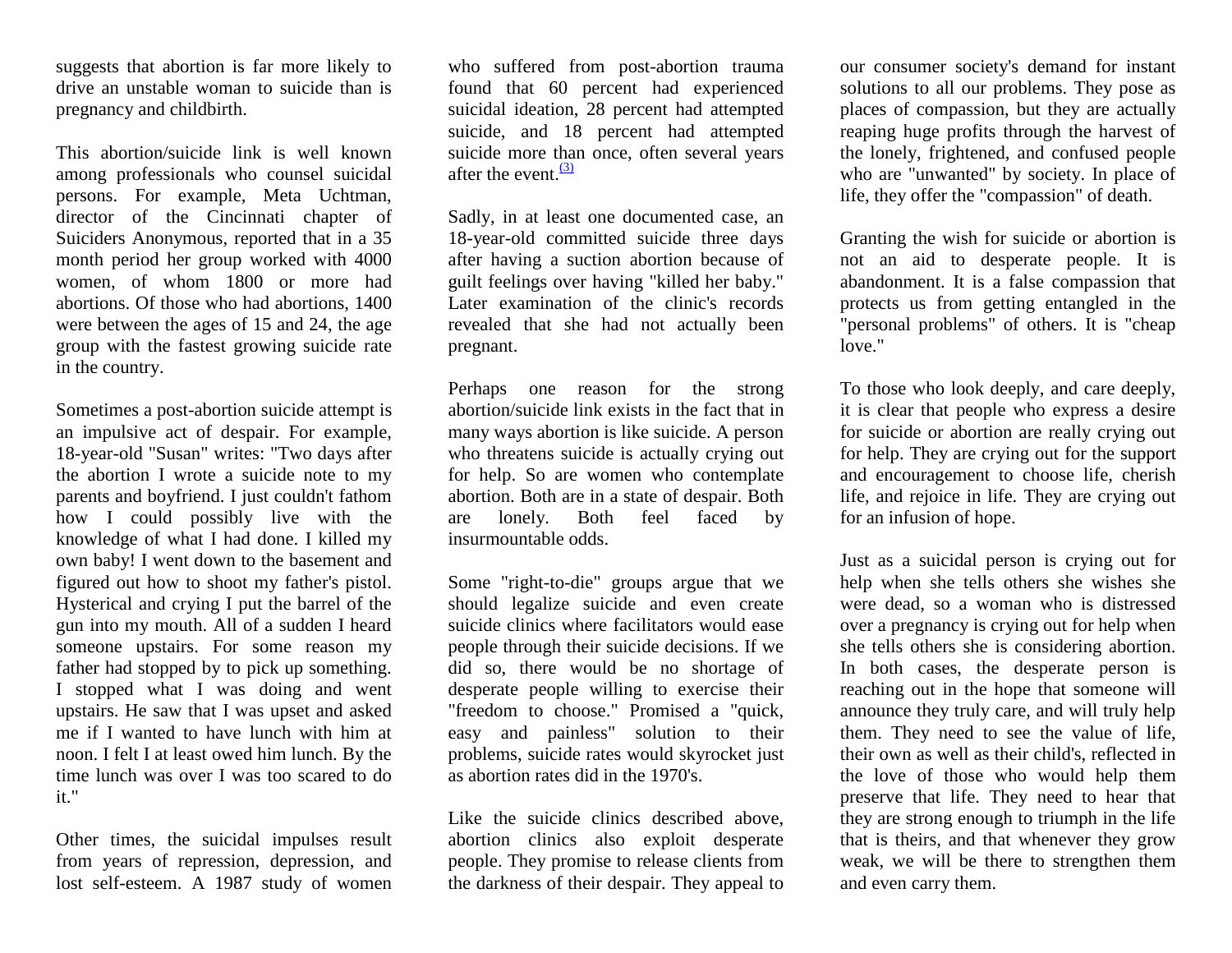suggests that abortion is far more likely to drive an unstable woman to suicide than is pregnancy and childbirth.

This abortion/suicide link is well known among professionals who counsel suicidal persons. For example, Meta Uchtman, director of the Cincinnati chapter of Suiciders Anonymous, reported that in a 35 month period her group worked with 4000 women, of whom 1800 or more had abortions. Of those who had abortions, 1400 were between the ages of 15 and 24, the age group with the fastest growing suicide rate in the country.

Sometimes a post-abortion suicide attempt is an impulsive act of despair. For example, 18-year-old "Susan" writes: "Two days after the abortion I wrote a suicide note to my parents and boyfriend. I just couldn't fathom how I could possibly live with the knowledge of what I had done. I killed my own baby! I went down to the basement and figured out how to shoot my father's pistol. Hysterical and crying I put the barrel of the gun into my mouth. All of a sudden I heard someone upstairs. For some reason my father had stopped by to pick up something. I stopped what I was doing and went upstairs. He saw that I was upset and asked me if I wanted to have lunch with him at noon. I felt I at least owed him lunch. By the time lunch was over I was too scared to do it."

Other times, the suicidal impulses result from years of repression, depression, and lost self-esteem. A 1987 study of women who suffered from post-abortion trauma found that 60 percent had experienced suicidal ideation, 28 percent had attempted suicide, and 18 percent had attempted suicide more than once, often several years after the event.[3]

Sadly, in at least one documented case, an 18-year-old committed suicide three days after having a suction abortion because of guilt feelings over having "killed her baby." Later examination of the clinic's records revealed that she had not actually been pregnant.

Perhaps one reason for the strong abortion/suicide link exists in the fact that in many ways abortion is like suicide. A person who threatens suicide is actually crying out for help. So are women who contemplate abortion. Both are in a state of despair. Both are lonely. Both feel faced by insurmountable odds.

Some "right-to-die" groups argue that we should legalize suicide and even create suicide clinics where facilitators would ease people through their suicide decisions. If we did so, there would be no shortage of desperate people willing to exercise their "freedom to choose." Promised a "quick, easy and painless" solution to their problems, suicide rates would skyrocket just as abortion rates did in the 1970's.

Like the suicide clinics described above, abortion clinics also exploit desperate people. They promise to release clients from the darkness of their despair. They appeal to our consumer society's demand for instant solutions to all our problems. They pose as places of compassion, but they are actually reaping huge profits through the harvest of the lonely, frightened, and confused people who are "unwanted" by society. In place of life, they offer the "compassion" of death.

Granting the wish for suicide or abortion is not an aid to desperate people. It is abandonment. It is a false compassion that protects us from getting entangled in the "personal problems" of others. It is "cheap love."

To those who look deeply, and care deeply, it is clear that people who express a desire for suicide or abortion are really crying out for help. They are crying out for the support and encouragement to choose life, cherish life, and rejoice in life. They are crying out for an infusion of hope.

Just as a suicidal person is crying out for help when she tells others she wishes she were dead, so a woman who is distressed over a pregnancy is crying out for help when she tells others she is considering abortion. In both cases, the desperate person is reaching out in the hope that someone will announce they truly care, and will truly help them. They need to see the value of life, their own as well as their child's, reflected in the love of those who would help them preserve that life. They need to hear that they are strong enough to triumph in the life that is theirs, and that whenever they grow weak, we will be there to strengthen them and even carry them.